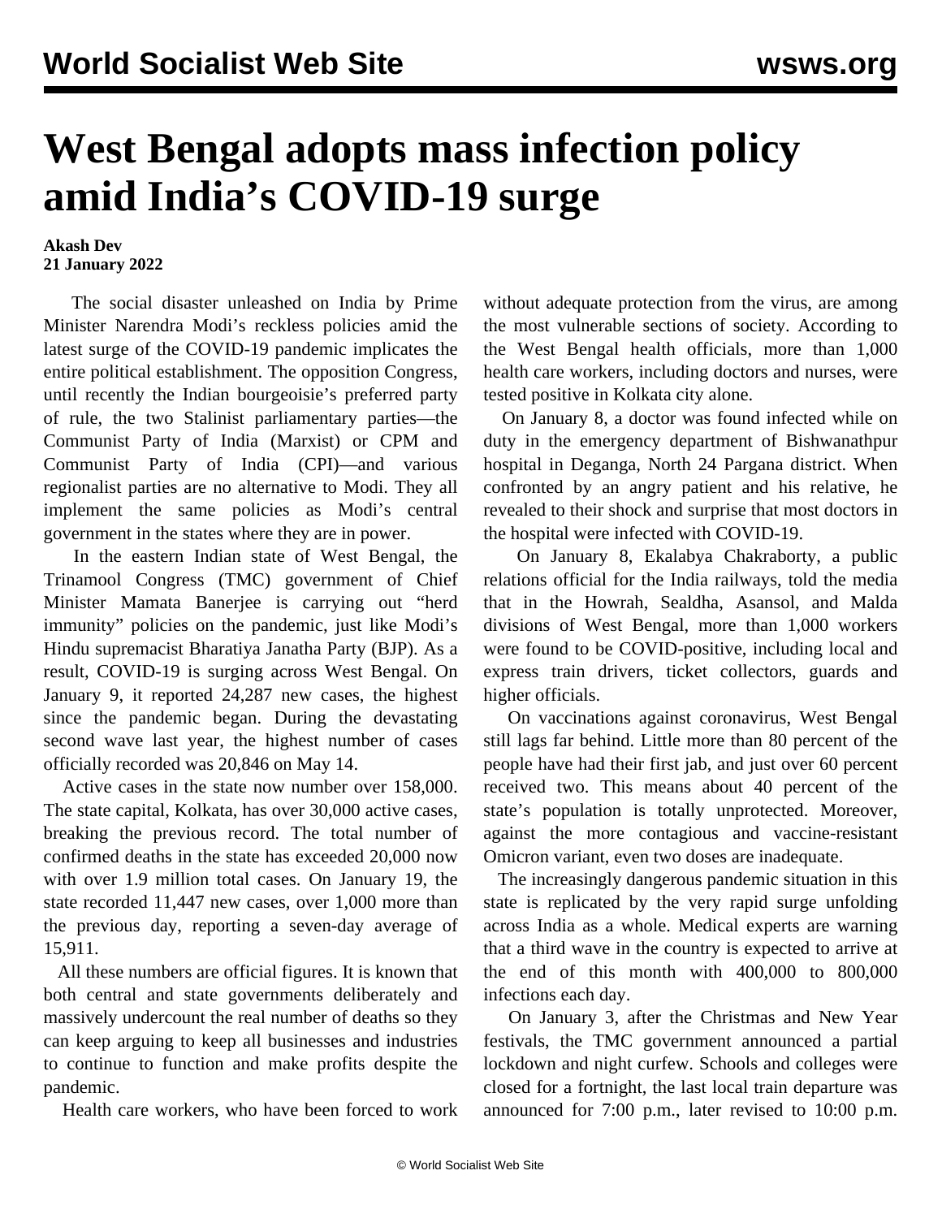# West Bengal adopts mass infection policy amid India's COVID-19 surge

**Akash Dev**
**21 January 2022**

The social disaster unleashed on India by Prime Minister Narendra Modi's reckless policies amid the latest surge of the COVID-19 pandemic implicates the entire political establishment. The opposition Congress, until recently the Indian bourgeoisie's preferred party of rule, the two Stalinist parliamentary parties—the Communist Party of India (Marxist) or CPM and Communist Party of India (CPI)—and various regionalist parties are no alternative to Modi. They all implement the same policies as Modi's central government in the states where they are in power.

In the eastern Indian state of West Bengal, the Trinamool Congress (TMC) government of Chief Minister Mamata Banerjee is carrying out "herd immunity" policies on the pandemic, just like Modi's Hindu supremacist Bharatiya Janatha Party (BJP). As a result, COVID-19 is surging across West Bengal. On January 9, it reported 24,287 new cases, the highest since the pandemic began. During the devastating second wave last year, the highest number of cases officially recorded was 20,846 on May 14.

Active cases in the state now number over 158,000. The state capital, Kolkata, has over 30,000 active cases, breaking the previous record. The total number of confirmed deaths in the state has exceeded 20,000 now with over 1.9 million total cases. On January 19, the state recorded 11,447 new cases, over 1,000 more than the previous day, reporting a seven-day average of 15,911.

All these numbers are official figures. It is known that both central and state governments deliberately and massively undercount the real number of deaths so they can keep arguing to keep all businesses and industries to continue to function and make profits despite the pandemic.

Health care workers, who have been forced to work without adequate protection from the virus, are among the most vulnerable sections of society. According to the West Bengal health officials, more than 1,000 health care workers, including doctors and nurses, were tested positive in Kolkata city alone.

On January 8, a doctor was found infected while on duty in the emergency department of Bishwanathpur hospital in Deganga, North 24 Pargana district. When confronted by an angry patient and his relative, he revealed to their shock and surprise that most doctors in the hospital were infected with COVID-19.

On January 8, Ekalabya Chakraborty, a public relations official for the India railways, told the media that in the Howrah, Sealdha, Asansol, and Malda divisions of West Bengal, more than 1,000 workers were found to be COVID-positive, including local and express train drivers, ticket collectors, guards and higher officials.

On vaccinations against coronavirus, West Bengal still lags far behind. Little more than 80 percent of the people have had their first jab, and just over 60 percent received two. This means about 40 percent of the state's population is totally unprotected. Moreover, against the more contagious and vaccine-resistant Omicron variant, even two doses are inadequate.

The increasingly dangerous pandemic situation in this state is replicated by the very rapid surge unfolding across India as a whole. Medical experts are warning that a third wave in the country is expected to arrive at the end of this month with 400,000 to 800,000 infections each day.

On January 3, after the Christmas and New Year festivals, the TMC government announced a partial lockdown and night curfew. Schools and colleges were closed for a fortnight, the last local train departure was announced for 7:00 p.m., later revised to 10:00 p.m.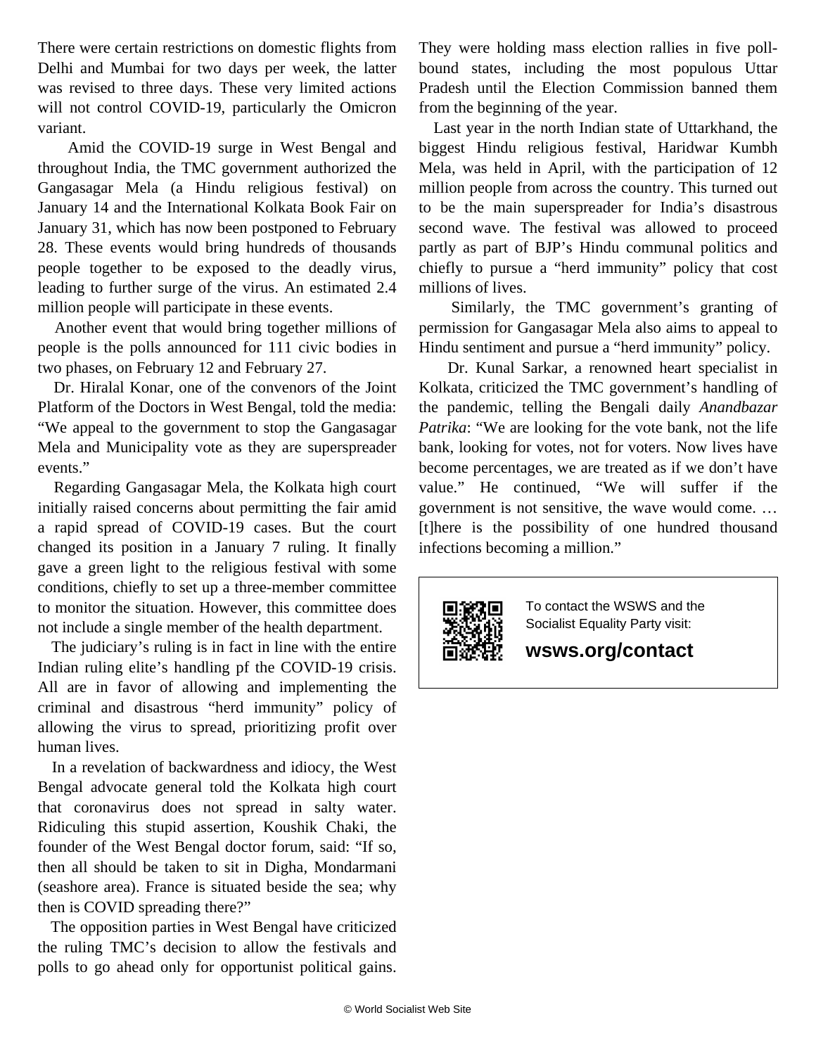There were certain restrictions on domestic flights from Delhi and Mumbai for two days per week, the latter was revised to three days. These very limited actions will not control COVID-19, particularly the Omicron variant.

Amid the COVID-19 surge in West Bengal and throughout India, the TMC government authorized the Gangasagar Mela (a Hindu religious festival) on January 14 and the International Kolkata Book Fair on January 31, which has now been postponed to February 28. These events would bring hundreds of thousands people together to be exposed to the deadly virus, leading to further surge of the virus. An estimated 2.4 million people will participate in these events.

Another event that would bring together millions of people is the polls announced for 111 civic bodies in two phases, on February 12 and February 27.

Dr. Hiralal Konar, one of the convenors of the Joint Platform of the Doctors in West Bengal, told the media: "We appeal to the government to stop the Gangasagar Mela and Municipality vote as they are superspreader events."

Regarding Gangasagar Mela, the Kolkata high court initially raised concerns about permitting the fair amid a rapid spread of COVID-19 cases. But the court changed its position in a January 7 ruling. It finally gave a green light to the religious festival with some conditions, chiefly to set up a three-member committee to monitor the situation. However, this committee does not include a single member of the health department.

The judiciary's ruling is in fact in line with the entire Indian ruling elite's handling pf the COVID-19 crisis. All are in favor of allowing and implementing the criminal and disastrous "herd immunity" policy of allowing the virus to spread, prioritizing profit over human lives.

In a revelation of backwardness and idiocy, the West Bengal advocate general told the Kolkata high court that coronavirus does not spread in salty water. Ridiculing this stupid assertion, Koushik Chaki, the founder of the West Bengal doctor forum, said: "If so, then all should be taken to sit in Digha, Mondarmani (seashore area). France is situated beside the sea; why then is COVID spreading there?"

The opposition parties in West Bengal have criticized the ruling TMC's decision to allow the festivals and polls to go ahead only for opportunist political gains. They were holding mass election rallies in five poll-bound states, including the most populous Uttar Pradesh until the Election Commission banned them from the beginning of the year.

Last year in the north Indian state of Uttarkhand, the biggest Hindu religious festival, Haridwar Kumbh Mela, was held in April, with the participation of 12 million people from across the country. This turned out to be the main superspreader for India's disastrous second wave. The festival was allowed to proceed partly as part of BJP's Hindu communal politics and chiefly to pursue a "herd immunity" policy that cost millions of lives.

Similarly, the TMC government's granting of permission for Gangasagar Mela also aims to appeal to Hindu sentiment and pursue a "herd immunity" policy.

Dr. Kunal Sarkar, a renowned heart specialist in Kolkata, criticized the TMC government's handling of the pandemic, telling the Bengali daily *Anandbazar Patrika*: "We are looking for the vote bank, not the life bank, looking for votes, not for voters. Now lives have become percentages, we are treated as if we don't have value." He continued, "We will suffer if the government is not sensitive, the wave would come. … [t]here is the possibility of one hundred thousand infections becoming a million."

To contact the WSWS and the Socialist Equality Party visit:

**wsws.org/contact**